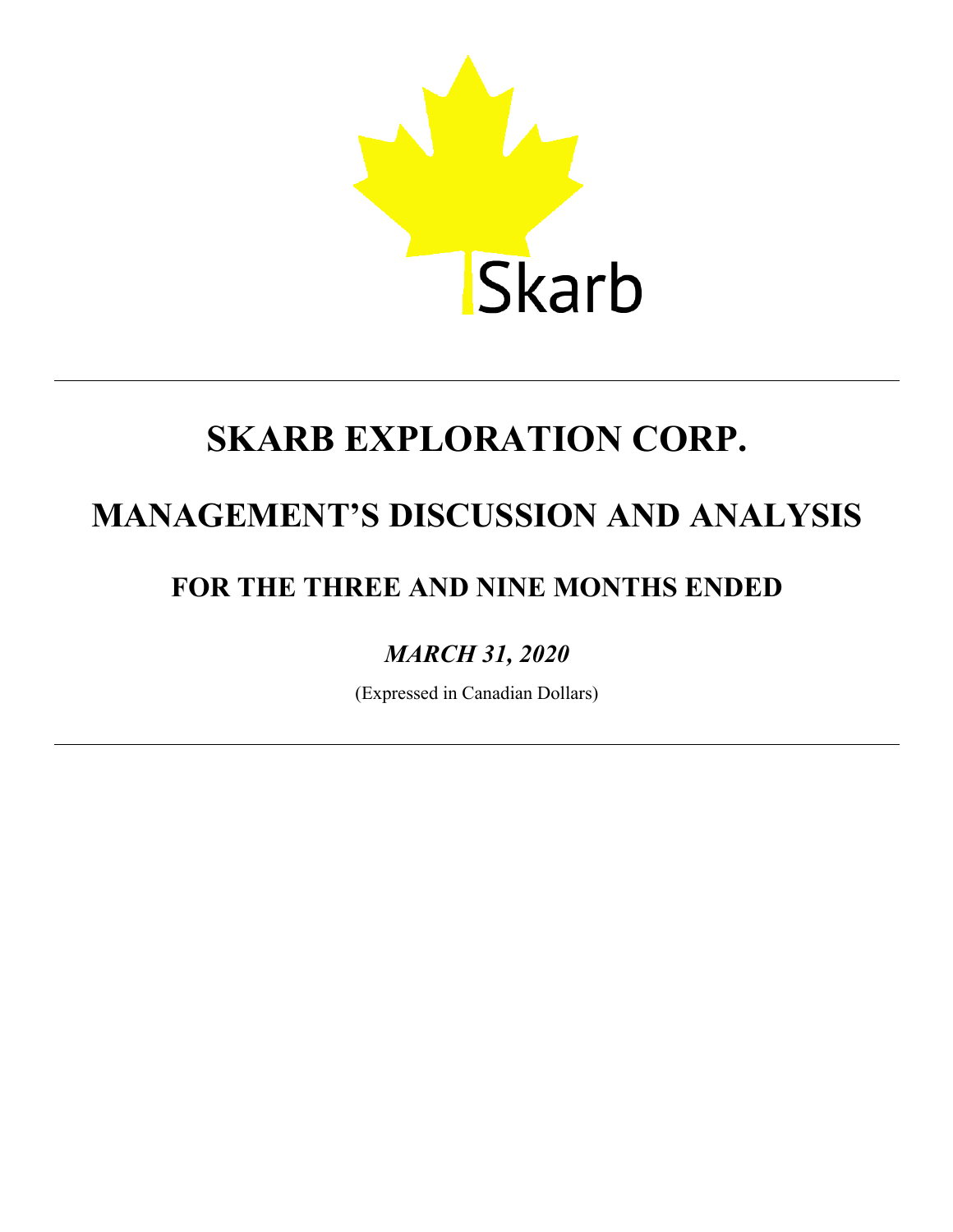Skarb

# SKARB EXPLORATION CORP.

# MANAGEMENT'S DISCUSSION AND ANALYSIS

## FOR THE THREE AND NINE MONTHS ENDED

### *MARCH 31, 2020*

(Expressed in Canadian Dollars)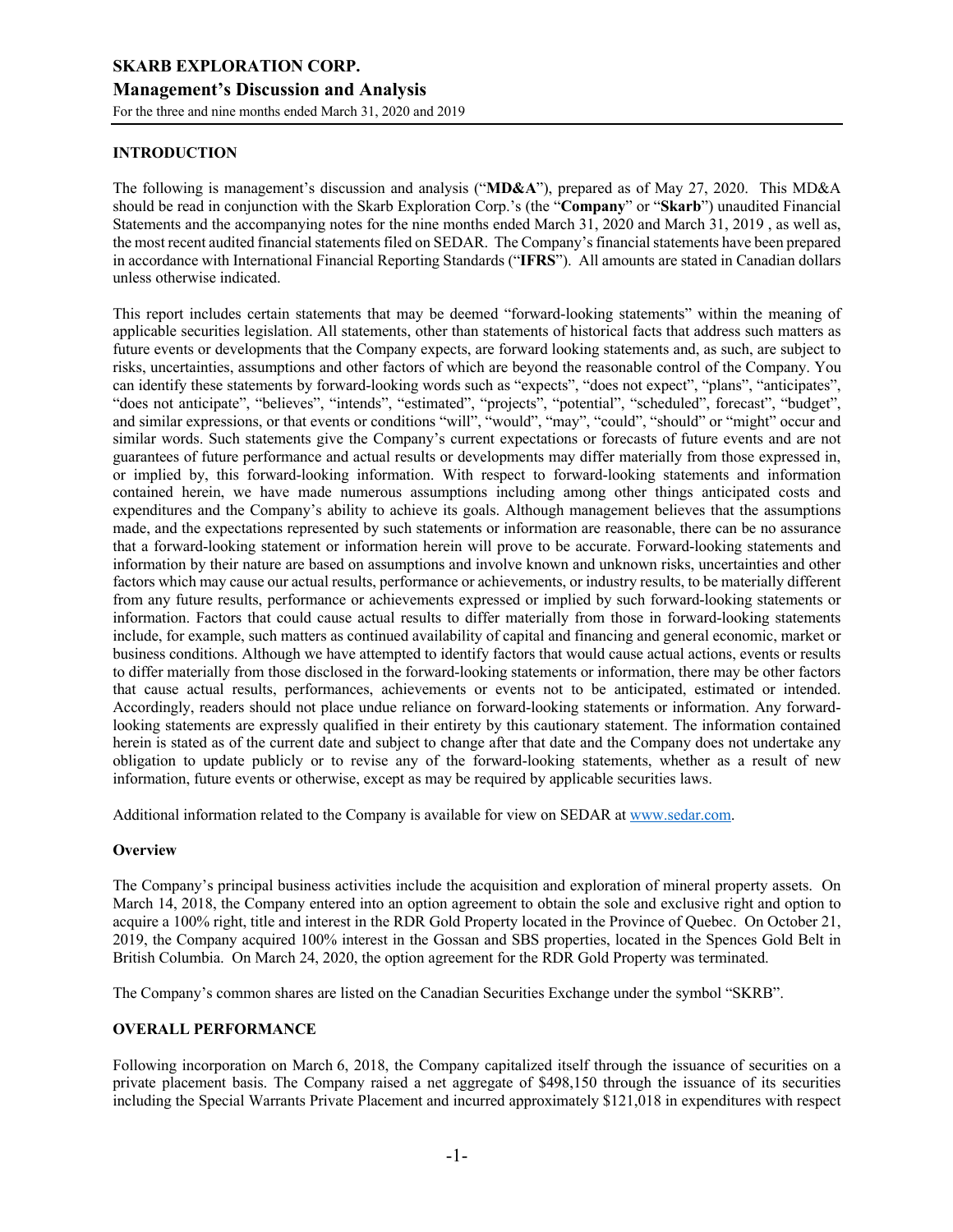## INTRODUCTION

The following is management's discussion and analysis ("**MD&A**"), prepared as of May 27, 2020. This MD&A should be read in conjunction with the Skarb Exploration Corp.'s (the "**Company**" or "**Skarb**") unaudited Financial Statements and the accompanying notes for the nine months ended March 31, 2020 and March 31, 2019 , as well as, the most recent audited financial statements filed on SEDAR. The Company's financial statements have been prepared in accordance with International Financial Reporting Standards ("**IFRS**"). All amounts are stated in Canadian dollars unless otherwise indicated.

This report includes certain statements that may be deemed "forward-looking statements" within the meaning of applicable securities legislation. All statements, other than statements of historical facts that address such matters as future events or developments that the Company expects, are forward looking statements and, as such, are subject to risks, uncertainties, assumptions and other factors of which are beyond the reasonable control of the Company. You can identify these statements by forward-looking words such as "expects", "does not expect", "plans", "anticipates", "does not anticipate", "believes", "intends", "estimated", "projects", "potential", "scheduled", forecast", "budget", and similar expressions, or that events or conditions "will", "would", "may", "could", "should" or "might" occur and similar words. Such statements give the Company's current expectations or forecasts of future events and are not guarantees of future performance and actual results or developments may differ materially from those expressed in, or implied by, this forward-looking information. With respect to forward-looking statements and information contained herein, we have made numerous assumptions including among other things anticipated costs and expenditures and the Company's ability to achieve its goals. Although management believes that the assumptions made, and the expectations represented by such statements or information are reasonable, there can be no assurance that a forward-looking statement or information herein will prove to be accurate. Forward-looking statements and information by their nature are based on assumptions and involve known and unknown risks, uncertainties and other factors which may cause our actual results, performance or achievements, or industry results, to be materially different from any future results, performance or achievements expressed or implied by such forward-looking statements or information. Factors that could cause actual results to differ materially from those in forward-looking statements include, for example, such matters as continued availability of capital and financing and general economic, market or business conditions. Although we have attempted to identify factors that would cause actual actions, events or results to differ materially from those disclosed in the forward-looking statements or information, there may be other factors that cause actual results, performances, achievements or events not to be anticipated, estimated or intended. Accordingly, readers should not place undue reliance on forward-looking statements or information. Any forward-looking statements are expressly qualified in their entirety by this cautionary statement. The information contained herein is stated as of the current date and subject to change after that date and the Company does not undertake any obligation to update publicly or to revise any of the forward-looking statements, whether as a result of new information, future events or otherwise, except as may be required by applicable securities laws.

Additional information related to the Company is available for view on SEDAR at www.sedar.com.

### Overview

The Company's principal business activities include the acquisition and exploration of mineral property assets. On March 14, 2018, the Company entered into an option agreement to obtain the sole and exclusive right and option to acquire a 100% right, title and interest in the RDR Gold Property located in the Province of Quebec. On October 21, 2019, the Company acquired 100% interest in the Gossan and SBS properties, located in the Spences Gold Belt in British Columbia. On March 24, 2020, the option agreement for the RDR Gold Property was terminated.

The Company's common shares are listed on the Canadian Securities Exchange under the symbol "SKRB".

## OVERALL PERFORMANCE

Following incorporation on March 6, 2018, the Company capitalized itself through the issuance of securities on a private placement basis. The Company raised a net aggregate of $498,150 through the issuance of its securities including the Special Warrants Private Placement and incurred approximately $121,018 in expenditures with respect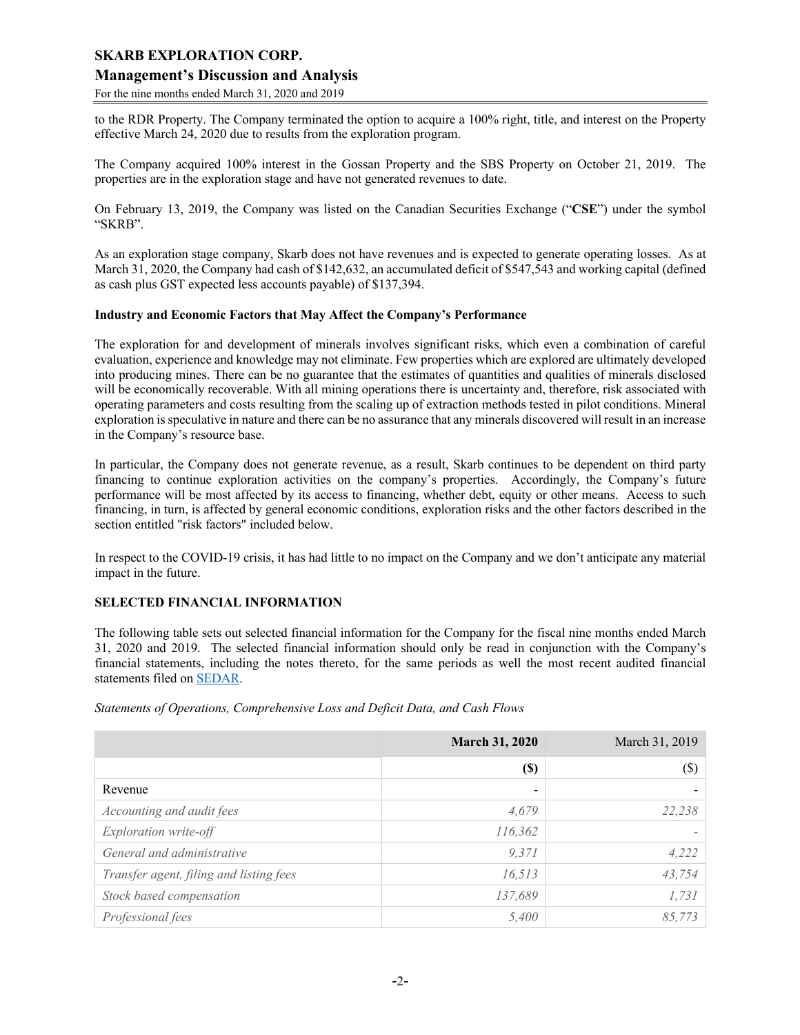to the RDR Property. The Company terminated the option to acquire a 100% right, title, and interest on the Property effective March 24, 2020 due to results from the exploration program.

The Company acquired 100% interest in the Gossan Property and the SBS Property on October 21, 2019. The properties are in the exploration stage and have not generated revenues to date.

On February 13, 2019, the Company was listed on the Canadian Securities Exchange ("**CSE**") under the symbol "SKRB".

As an exploration stage company, Skarb does not have revenues and is expected to generate operating losses. As at March 31, 2020, the Company had cash of $142,632, an accumulated deficit of $547,543 and working capital (defined as cash plus GST expected less accounts payable) of $137,394.

**Industry and Economic Factors that May Affect the Company's Performance**

The exploration for and development of minerals involves significant risks, which even a combination of careful evaluation, experience and knowledge may not eliminate. Few properties which are explored are ultimately developed into producing mines. There can be no guarantee that the estimates of quantities and qualities of minerals disclosed will be economically recoverable. With all mining operations there is uncertainty and, therefore, risk associated with operating parameters and costs resulting from the scaling up of extraction methods tested in pilot conditions. Mineral exploration is speculative in nature and there can be no assurance that any minerals discovered will result in an increase in the Company's resource base.

In particular, the Company does not generate revenue, as a result, Skarb continues to be dependent on third party financing to continue exploration activities on the company's properties. Accordingly, the Company's future performance will be most affected by its access to financing, whether debt, equity or other means. Access to such financing, in turn, is affected by general economic conditions, exploration risks and the other factors described in the section entitled "risk factors" included below.

In respect to the COVID-19 crisis, it has had little to no impact on the Company and we don't anticipate any material impact in the future.

**SELECTED FINANCIAL INFORMATION**

The following table sets out selected financial information for the Company for the fiscal nine months ended March 31, 2020 and 2019. The selected financial information should only be read in conjunction with the Company's financial statements, including the notes thereto, for the same periods as well the most recent audited financial statements filed on SEDAR.

*Statements of Operations, Comprehensive Loss and Deficit Data, and Cash Flows*

| | **March 31, 2020** | March 31, 2019 |
|---|---|---|
| | **($)** | ($) |
| Revenue | - | - |
| *Accounting and audit fees* | *4,679* | *22,238* |
| *Exploration write-off* | *116,362* | *-* |
| *General and administrative* | *9,371* | *4,222* |
| *Transfer agent, filing and listing fees* | *16,513* | *43,754* |
| *Stock based compensation* | *137,689* | *1,731* |
| *Professional fees* | *5,400* | *85,773* |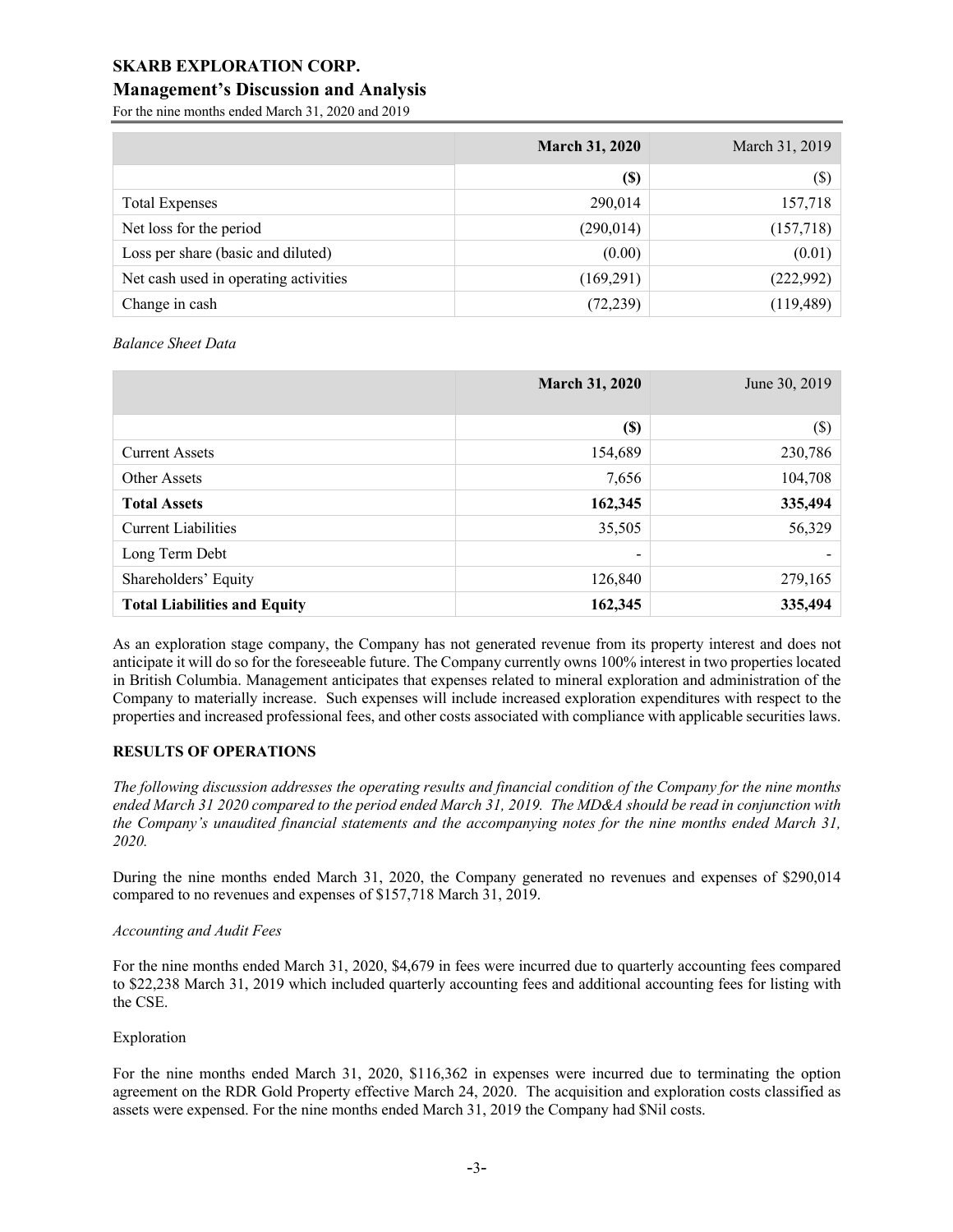| | **March 31, 2020** | March 31, 2019 |
|---|---|---|
| | **($)** | ($) |
| Total Expenses | 290,014 | 157,718 |
| Net loss for the period | (290,014) | (157,718) |
| Loss per share (basic and diluted) | (0.00) | (0.01) |
| Net cash used in operating activities | (169,291) | (222,992) |
| Change in cash | (72,239) | (119,489) |

*Balance Sheet Data*

| | **March 31, 2020** | June 30, 2019 |
|---|---|---|
| | **($)** | ($) |
| Current Assets | 154,689 | 230,786 |
| Other Assets | 7,656 | 104,708 |
| **Total Assets** | **162,345** | **335,494** |
| Current Liabilities | 35,505 | 56,329 |
| Long Term Debt | - | - |
| Shareholders' Equity | 126,840 | 279,165 |
| **Total Liabilities and Equity** | **162,345** | **335,494** |

As an exploration stage company, the Company has not generated revenue from its property interest and does not anticipate it will do so for the foreseeable future. The Company currently owns 100% interest in two properties located in British Columbia. Management anticipates that expenses related to mineral exploration and administration of the Company to materially increase. Such expenses will include increased exploration expenditures with respect to the properties and increased professional fees, and other costs associated with compliance with applicable securities laws.

## RESULTS OF OPERATIONS

*The following discussion addresses the operating results and financial condition of the Company for the nine months ended March 31 2020 compared to the period ended March 31, 2019. The MD&A should be read in conjunction with the Company's unaudited financial statements and the accompanying notes for the nine months ended March 31, 2020.*

During the nine months ended March 31, 2020, the Company generated no revenues and expenses of $290,014 compared to no revenues and expenses of $157,718 March 31, 2019.

*Accounting and Audit Fees*

For the nine months ended March 31, 2020, $4,679 in fees were incurred due to quarterly accounting fees compared to $22,238 March 31, 2019 which included quarterly accounting fees and additional accounting fees for listing with the CSE.

Exploration

For the nine months ended March 31, 2020, $116,362 in expenses were incurred due to terminating the option agreement on the RDR Gold Property effective March 24, 2020. The acquisition and exploration costs classified as assets were expensed. For the nine months ended March 31, 2019 the Company had $Nil costs.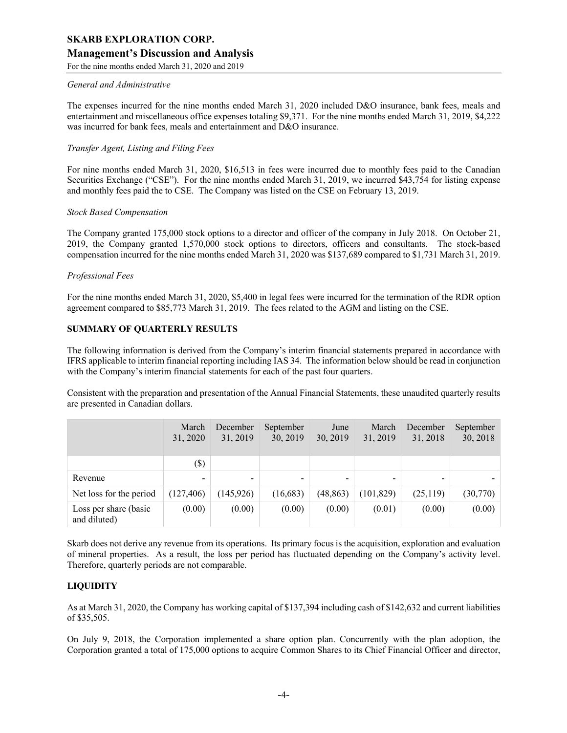*General and Administrative*

The expenses incurred for the nine months ended March 31, 2020 included D&O insurance, bank fees, meals and entertainment and miscellaneous office expenses totaling $9,371. For the nine months ended March 31, 2019, $4,222 was incurred for bank fees, meals and entertainment and D&O insurance.

*Transfer Agent, Listing and Filing Fees*

For nine months ended March 31, 2020, $16,513 in fees were incurred due to monthly fees paid to the Canadian Securities Exchange ("CSE"). For the nine months ended March 31, 2019, we incurred $43,754 for listing expense and monthly fees paid the to CSE. The Company was listed on the CSE on February 13, 2019.

*Stock Based Compensation*

The Company granted 175,000 stock options to a director and officer of the company in July 2018. On October 21, 2019, the Company granted 1,570,000 stock options to directors, officers and consultants. The stock-based compensation incurred for the nine months ended March 31, 2020 was $137,689 compared to $1,731 March 31, 2019.

*Professional Fees*

For the nine months ended March 31, 2020, $5,400 in legal fees were incurred for the termination of the RDR option agreement compared to $85,773 March 31, 2019. The fees related to the AGM and listing on the CSE.

## SUMMARY OF QUARTERLY RESULTS

The following information is derived from the Company's interim financial statements prepared in accordance with IFRS applicable to interim financial reporting including IAS 34. The information below should be read in conjunction with the Company's interim financial statements for each of the past four quarters.

Consistent with the preparation and presentation of the Annual Financial Statements, these unaudited quarterly results are presented in Canadian dollars.

| | March 31, 2020 | December 31, 2019 | September 30, 2019 | June 30, 2019 | March 31, 2019 | December 31, 2018 | September 30, 2018 |
|---|---|---|---|---|---|---|---|
| | ($) | | | | | | |
| Revenue | - | - | - | - | - | - | - |
| Net loss for the period | (127,406) | (145,926) | (16,683) | (48,863) | (101,829) | (25,119) | (30,770) |
| Loss per share (basic and diluted) | (0.00) | (0.00) | (0.00) | (0.00) | (0.01) | (0.00) | (0.00) |

Skarb does not derive any revenue from its operations. Its primary focus is the acquisition, exploration and evaluation of mineral properties. As a result, the loss per period has fluctuated depending on the Company's activity level. Therefore, quarterly periods are not comparable.

## LIQUIDITY

As at March 31, 2020, the Company has working capital of $137,394 including cash of $142,632 and current liabilities of $35,505.

On July 9, 2018, the Corporation implemented a share option plan. Concurrently with the plan adoption, the Corporation granted a total of 175,000 options to acquire Common Shares to its Chief Financial Officer and director,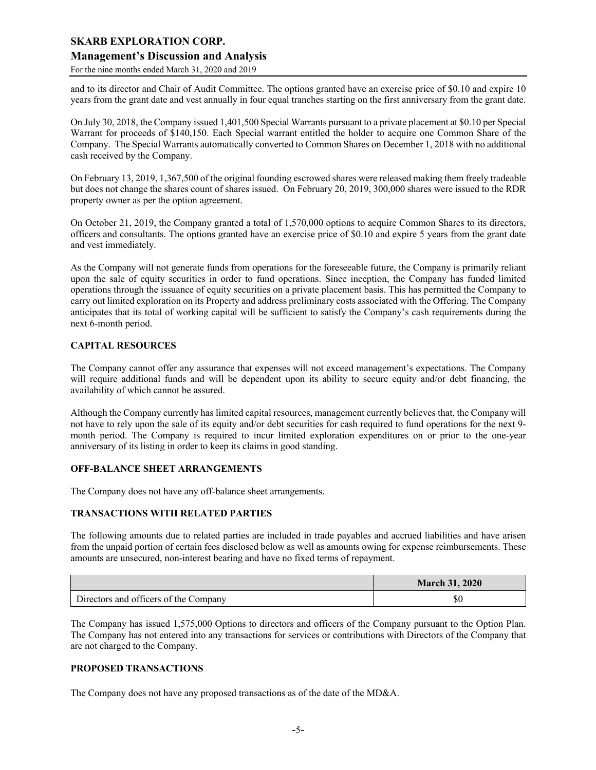and to its director and Chair of Audit Committee. The options granted have an exercise price of $0.10 and expire 10 years from the grant date and vest annually in four equal tranches starting on the first anniversary from the grant date.

On July 30, 2018, the Company issued 1,401,500 Special Warrants pursuant to a private placement at $0.10 per Special Warrant for proceeds of $140,150. Each Special warrant entitled the holder to acquire one Common Share of the Company. The Special Warrants automatically converted to Common Shares on December 1, 2018 with no additional cash received by the Company.

On February 13, 2019, 1,367,500 of the original founding escrowed shares were released making them freely tradeable but does not change the shares count of shares issued. On February 20, 2019, 300,000 shares were issued to the RDR property owner as per the option agreement.

On October 21, 2019, the Company granted a total of 1,570,000 options to acquire Common Shares to its directors, officers and consultants. The options granted have an exercise price of $0.10 and expire 5 years from the grant date and vest immediately.

As the Company will not generate funds from operations for the foreseeable future, the Company is primarily reliant upon the sale of equity securities in order to fund operations. Since inception, the Company has funded limited operations through the issuance of equity securities on a private placement basis. This has permitted the Company to carry out limited exploration on its Property and address preliminary costs associated with the Offering. The Company anticipates that its total of working capital will be sufficient to satisfy the Company's cash requirements during the next 6-month period.

### CAPITAL RESOURCES

The Company cannot offer any assurance that expenses will not exceed management's expectations. The Company will require additional funds and will be dependent upon its ability to secure equity and/or debt financing, the availability of which cannot be assured.

Although the Company currently has limited capital resources, management currently believes that, the Company will not have to rely upon the sale of its equity and/or debt securities for cash required to fund operations for the next 9-month period. The Company is required to incur limited exploration expenditures on or prior to the one-year anniversary of its listing in order to keep its claims in good standing.

### OFF-BALANCE SHEET ARRANGEMENTS

The Company does not have any off-balance sheet arrangements.

### TRANSACTIONS WITH RELATED PARTIES

The following amounts due to related parties are included in trade payables and accrued liabilities and have arisen from the unpaid portion of certain fees disclosed below as well as amounts owing for expense reimbursements. These amounts are unsecured, non-interest bearing and have no fixed terms of repayment.

| | March 31, 2020 |
|---|---|
| Directors and officers of the Company | $0 |

The Company has issued 1,575,000 Options to directors and officers of the Company pursuant to the Option Plan. The Company has not entered into any transactions for services or contributions with Directors of the Company that are not charged to the Company.

### PROPOSED TRANSACTIONS

The Company does not have any proposed transactions as of the date of the MD&A.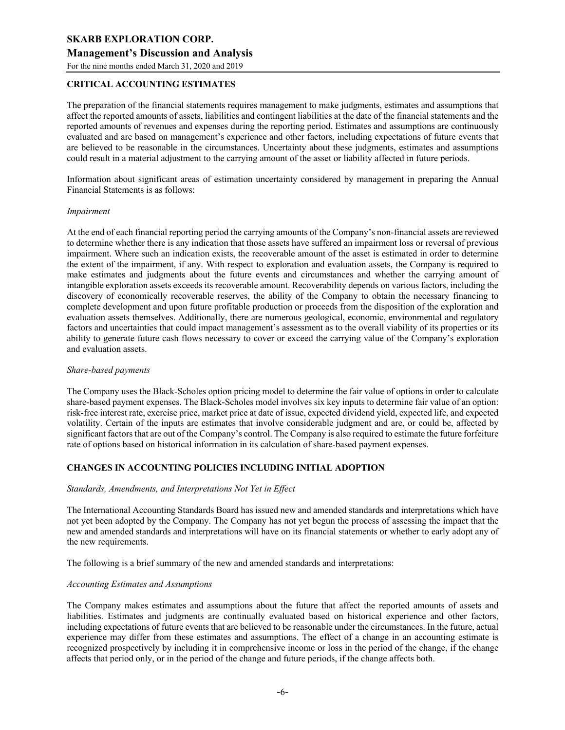## CRITICAL ACCOUNTING ESTIMATES

The preparation of the financial statements requires management to make judgments, estimates and assumptions that affect the reported amounts of assets, liabilities and contingent liabilities at the date of the financial statements and the reported amounts of revenues and expenses during the reporting period. Estimates and assumptions are continuously evaluated and are based on management's experience and other factors, including expectations of future events that are believed to be reasonable in the circumstances. Uncertainty about these judgments, estimates and assumptions could result in a material adjustment to the carrying amount of the asset or liability affected in future periods.

Information about significant areas of estimation uncertainty considered by management in preparing the Annual Financial Statements is as follows:

*Impairment*

At the end of each financial reporting period the carrying amounts of the Company's non-financial assets are reviewed to determine whether there is any indication that those assets have suffered an impairment loss or reversal of previous impairment. Where such an indication exists, the recoverable amount of the asset is estimated in order to determine the extent of the impairment, if any. With respect to exploration and evaluation assets, the Company is required to make estimates and judgments about the future events and circumstances and whether the carrying amount of intangible exploration assets exceeds its recoverable amount. Recoverability depends on various factors, including the discovery of economically recoverable reserves, the ability of the Company to obtain the necessary financing to complete development and upon future profitable production or proceeds from the disposition of the exploration and evaluation assets themselves. Additionally, there are numerous geological, economic, environmental and regulatory factors and uncertainties that could impact management's assessment as to the overall viability of its properties or its ability to generate future cash flows necessary to cover or exceed the carrying value of the Company's exploration and evaluation assets.

*Share-based payments*

The Company uses the Black-Scholes option pricing model to determine the fair value of options in order to calculate share-based payment expenses. The Black-Scholes model involves six key inputs to determine fair value of an option: risk-free interest rate, exercise price, market price at date of issue, expected dividend yield, expected life, and expected volatility. Certain of the inputs are estimates that involve considerable judgment and are, or could be, affected by significant factors that are out of the Company's control. The Company is also required to estimate the future forfeiture rate of options based on historical information in its calculation of share-based payment expenses.

## CHANGES IN ACCOUNTING POLICIES INCLUDING INITIAL ADOPTION

*Standards, Amendments, and Interpretations Not Yet in Effect*

The International Accounting Standards Board has issued new and amended standards and interpretations which have not yet been adopted by the Company. The Company has not yet begun the process of assessing the impact that the new and amended standards and interpretations will have on its financial statements or whether to early adopt any of the new requirements.

The following is a brief summary of the new and amended standards and interpretations:

*Accounting Estimates and Assumptions*

The Company makes estimates and assumptions about the future that affect the reported amounts of assets and liabilities. Estimates and judgments are continually evaluated based on historical experience and other factors, including expectations of future events that are believed to be reasonable under the circumstances. In the future, actual experience may differ from these estimates and assumptions. The effect of a change in an accounting estimate is recognized prospectively by including it in comprehensive income or loss in the period of the change, if the change affects that period only, or in the period of the change and future periods, if the change affects both.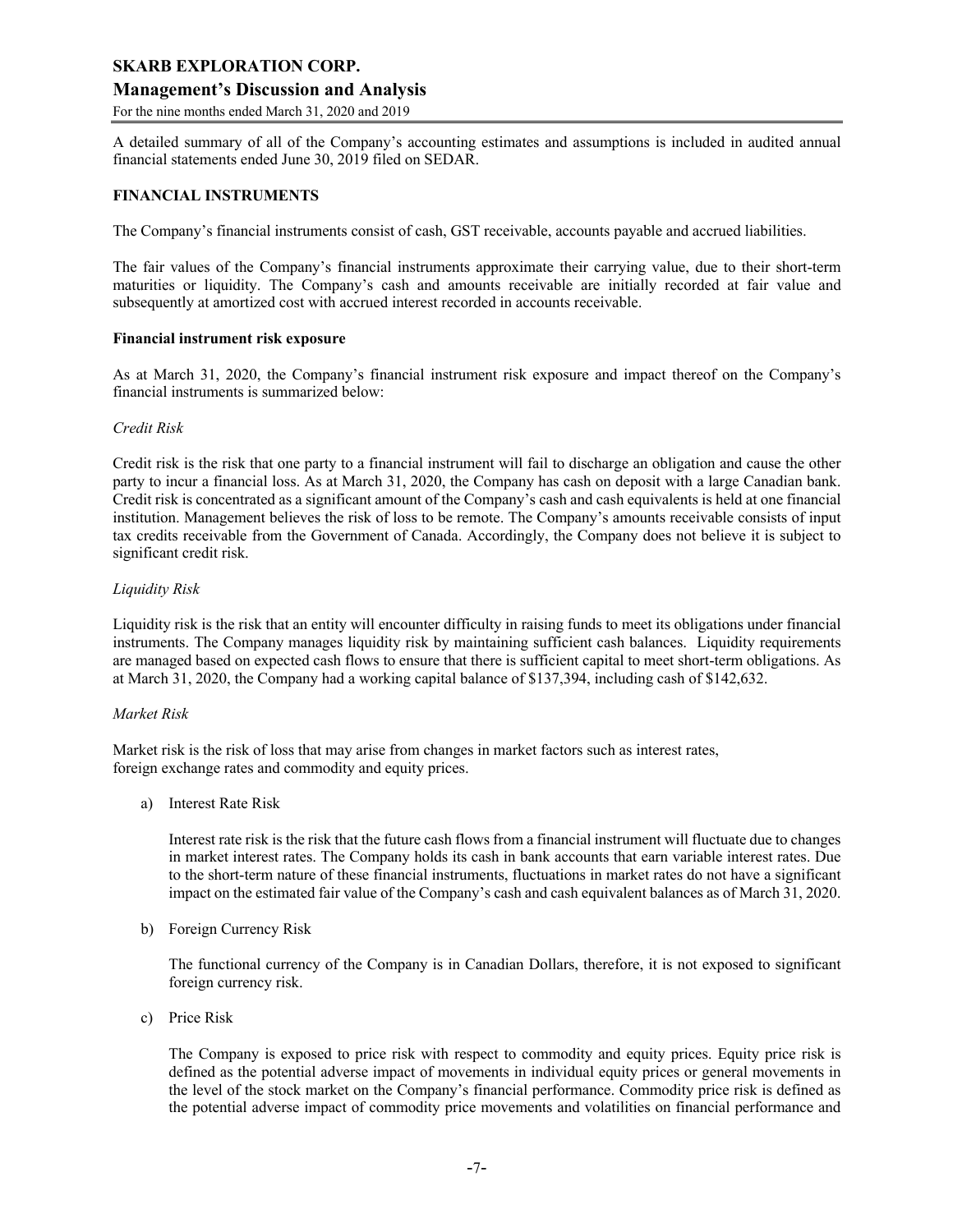A detailed summary of all of the Company's accounting estimates and assumptions is included in audited annual financial statements ended June 30, 2019 filed on SEDAR.

## FINANCIAL INSTRUMENTS

The Company's financial instruments consist of cash, GST receivable, accounts payable and accrued liabilities.

The fair values of the Company's financial instruments approximate their carrying value, due to their short-term maturities or liquidity. The Company's cash and amounts receivable are initially recorded at fair value and subsequently at amortized cost with accrued interest recorded in accounts receivable.

### Financial instrument risk exposure

As at March 31, 2020, the Company's financial instrument risk exposure and impact thereof on the Company's financial instruments is summarized below:

*Credit Risk*

Credit risk is the risk that one party to a financial instrument will fail to discharge an obligation and cause the other party to incur a financial loss. As at March 31, 2020, the Company has cash on deposit with a large Canadian bank. Credit risk is concentrated as a significant amount of the Company's cash and cash equivalents is held at one financial institution. Management believes the risk of loss to be remote. The Company's amounts receivable consists of input tax credits receivable from the Government of Canada. Accordingly, the Company does not believe it is subject to significant credit risk.

*Liquidity Risk*

Liquidity risk is the risk that an entity will encounter difficulty in raising funds to meet its obligations under financial instruments. The Company manages liquidity risk by maintaining sufficient cash balances. Liquidity requirements are managed based on expected cash flows to ensure that there is sufficient capital to meet short-term obligations. As at March 31, 2020, the Company had a working capital balance of $137,394, including cash of $142,632.

*Market Risk*

Market risk is the risk of loss that may arise from changes in market factors such as interest rates, foreign exchange rates and commodity and equity prices.

a) Interest Rate Risk

   Interest rate risk is the risk that the future cash flows from a financial instrument will fluctuate due to changes in market interest rates. The Company holds its cash in bank accounts that earn variable interest rates. Due to the short-term nature of these financial instruments, fluctuations in market rates do not have a significant impact on the estimated fair value of the Company's cash and cash equivalent balances as of March 31, 2020.

b) Foreign Currency Risk

   The functional currency of the Company is in Canadian Dollars, therefore, it is not exposed to significant foreign currency risk.

c) Price Risk

   The Company is exposed to price risk with respect to commodity and equity prices. Equity price risk is defined as the potential adverse impact of movements in individual equity prices or general movements in the level of the stock market on the Company's financial performance. Commodity price risk is defined as the potential adverse impact of commodity price movements and volatilities on financial performance and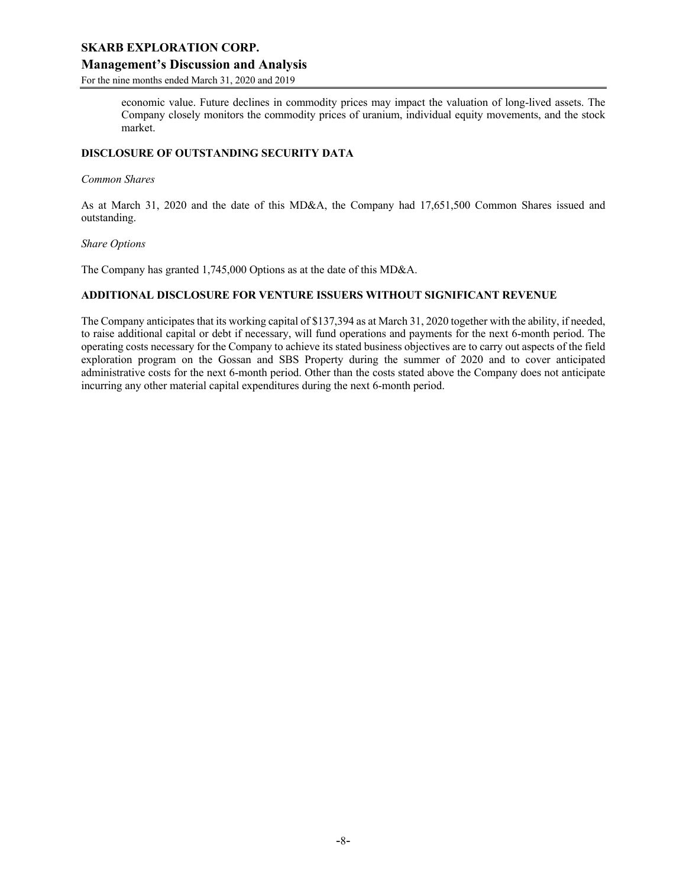economic value. Future declines in commodity prices may impact the valuation of long-lived assets. The Company closely monitors the commodity prices of uranium, individual equity movements, and the stock market.

## DISCLOSURE OF OUTSTANDING SECURITY DATA

*Common Shares*

As at March 31, 2020 and the date of this MD&A, the Company had 17,651,500 Common Shares issued and outstanding.

*Share Options*

The Company has granted 1,745,000 Options as at the date of this MD&A.

## ADDITIONAL DISCLOSURE FOR VENTURE ISSUERS WITHOUT SIGNIFICANT REVENUE

The Company anticipates that its working capital of $137,394 as at March 31, 2020 together with the ability, if needed, to raise additional capital or debt if necessary, will fund operations and payments for the next 6-month period. The operating costs necessary for the Company to achieve its stated business objectives are to carry out aspects of the field exploration program on the Gossan and SBS Property during the summer of 2020 and to cover anticipated administrative costs for the next 6-month period. Other than the costs stated above the Company does not anticipate incurring any other material capital expenditures during the next 6-month period.